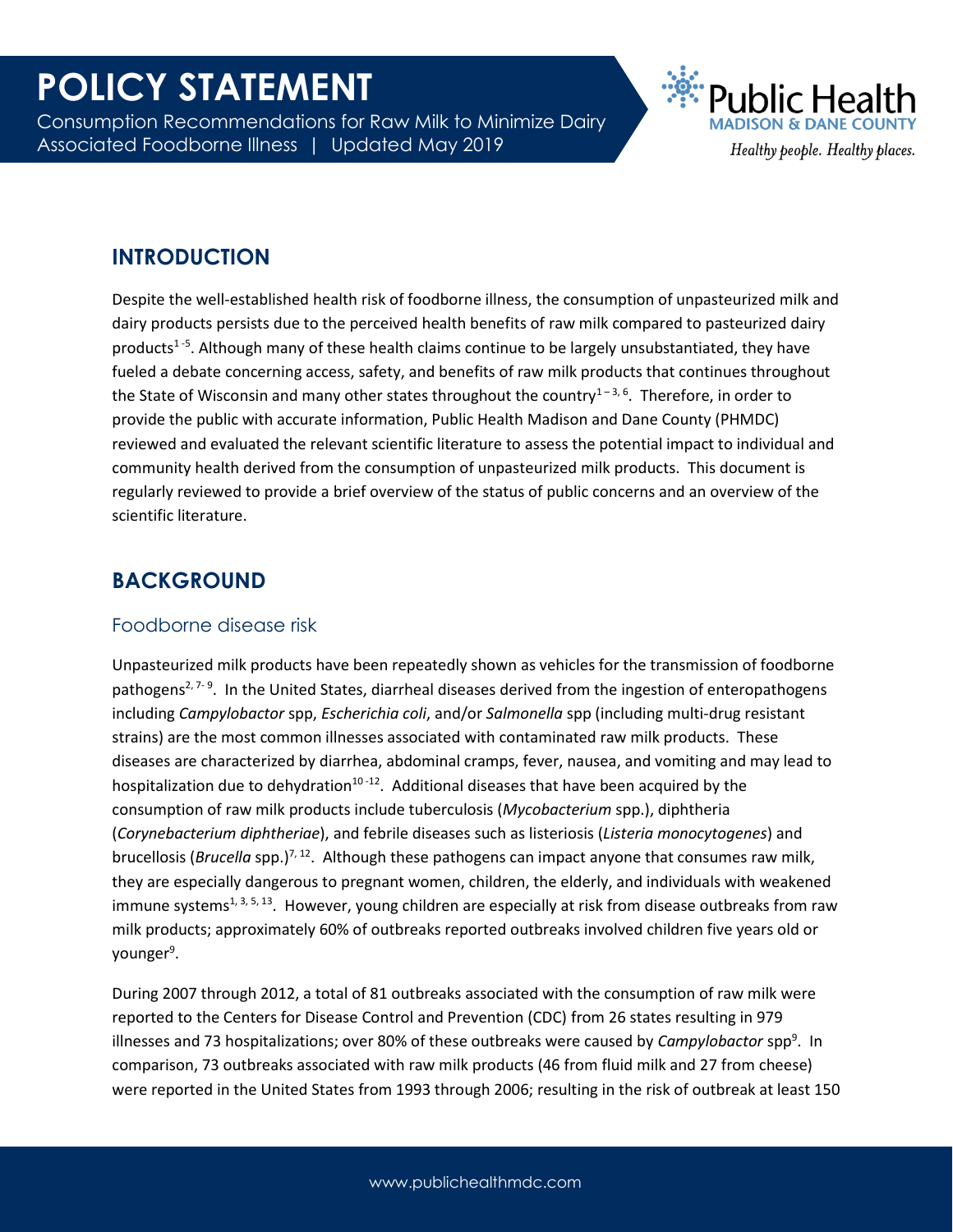# POLICY STATEMENT

Consumption Recommendations for Raw Milk to Minimize Dairy Associated Foodborne Illness | Updated May 2019

## INTRODUCTION

Despite the well-established health risk of foodborne illness, the consumption of unpasteurized milk and dairy products persists due to the perceived health benefits of raw milk compared to pasteurized dairy products[1-5]. Although many of these health claims continue to be largely unsubstantiated, they have fueled a debate concerning access, safety, and benefits of raw milk products that continues throughout the State of Wisconsin and many other states throughout the country[1-3, 6]. Therefore, in order to provide the public with accurate information, Public Health Madison and Dane County (PHMDC) reviewed and evaluated the relevant scientific literature to assess the potential impact to individual and community health derived from the consumption of unpasteurized milk products. This document is regularly reviewed to provide a brief overview of the status of public concerns and an overview of the scientific literature.

## BACKGROUND

### Foodborne disease risk

Unpasteurized milk products have been repeatedly shown as vehicles for the transmission of foodborne pathogens[2, 7-9]. In the United States, diarrheal diseases derived from the ingestion of enteropathogens including *Campylobacter* spp, *Escherichia coli*, and/or *Salmonella* spp (including multi-drug resistant strains) are the most common illnesses associated with contaminated raw milk products. These diseases are characterized by diarrhea, abdominal cramps, fever, nausea, and vomiting and may lead to hospitalization due to dehydration[10-12]. Additional diseases that have been acquired by the consumption of raw milk products include tuberculosis (*Mycobacterium* spp.), diphtheria (*Corynebacterium diphtheriae*), and febrile diseases such as listeriosis (*Listeria monocytogenes*) and brucellosis (*Brucella* spp.)[7, 12]. Although these pathogens can impact anyone that consumes raw milk, they are especially dangerous to pregnant women, children, the elderly, and individuals with weakened immune systems[1, 3, 5, 13]. However, young children are especially at risk from disease outbreaks from raw milk products; approximately 60% of outbreaks reported outbreaks involved children five years old or younger[9].

During 2007 through 2012, a total of 81 outbreaks associated with the consumption of raw milk were reported to the Centers for Disease Control and Prevention (CDC) from 26 states resulting in 979 illnesses and 73 hospitalizations; over 80% of these outbreaks were caused by *Campylobacter* spp[9]. In comparison, 73 outbreaks associated with raw milk products (46 from fluid milk and 27 from cheese) were reported in the United States from 1993 through 2006; resulting in the risk of outbreak at least 150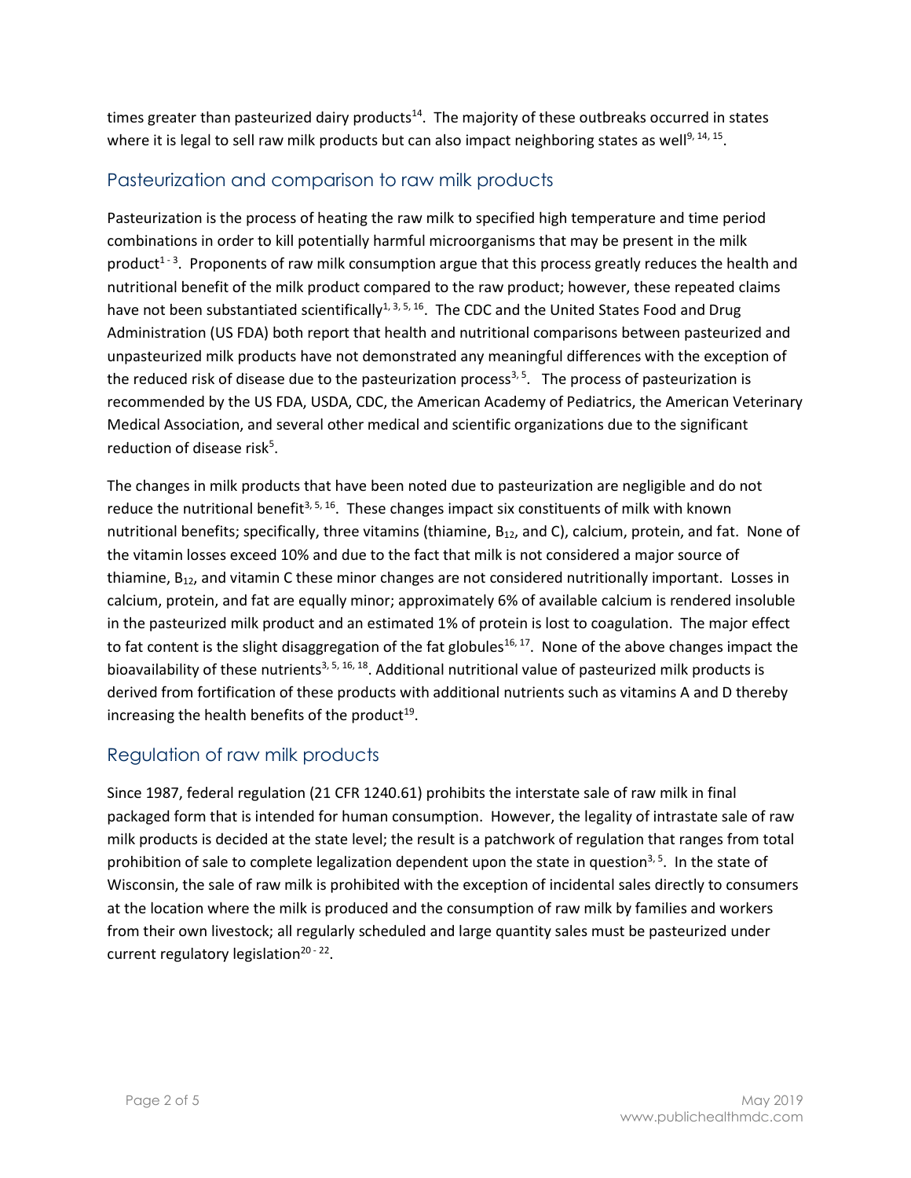times greater than pasteurized dairy products[14]. The majority of these outbreaks occurred in states where it is legal to sell raw milk products but can also impact neighboring states as well[9, 14, 15].

## Pasteurization and comparison to raw milk products

Pasteurization is the process of heating the raw milk to specified high temperature and time period combinations in order to kill potentially harmful microorganisms that may be present in the milk product[1-3]. Proponents of raw milk consumption argue that this process greatly reduces the health and nutritional benefit of the milk product compared to the raw product; however, these repeated claims have not been substantiated scientifically[1, 3, 5, 16]. The CDC and the United States Food and Drug Administration (US FDA) both report that health and nutritional comparisons between pasteurized and unpasteurized milk products have not demonstrated any meaningful differences with the exception of the reduced risk of disease due to the pasteurization process[3, 5]. The process of pasteurization is recommended by the US FDA, USDA, CDC, the American Academy of Pediatrics, the American Veterinary Medical Association, and several other medical and scientific organizations due to the significant reduction of disease risk[5].

The changes in milk products that have been noted due to pasteurization are negligible and do not reduce the nutritional benefit[3, 5, 16]. These changes impact six constituents of milk with known nutritional benefits; specifically, three vitamins (thiamine, $B_{12}$, and C), calcium, protein, and fat. None of the vitamin losses exceed 10% and due to the fact that milk is not considered a major source of thiamine, $B_{12}$, and vitamin C these minor changes are not considered nutritionally important. Losses in calcium, protein, and fat are equally minor; approximately 6% of available calcium is rendered insoluble in the pasteurized milk product and an estimated 1% of protein is lost to coagulation. The major effect to fat content is the slight disaggregation of the fat globules[16, 17]. None of the above changes impact the bioavailability of these nutrients[3, 5, 16, 18]. Additional nutritional value of pasteurized milk products is derived from fortification of these products with additional nutrients such as vitamins A and D thereby increasing the health benefits of the product[19].

## Regulation of raw milk products

Since 1987, federal regulation (21 CFR 1240.61) prohibits the interstate sale of raw milk in final packaged form that is intended for human consumption. However, the legality of intrastate sale of raw milk products is decided at the state level; the result is a patchwork of regulation that ranges from total prohibition of sale to complete legalization dependent upon the state in question[3, 5]. In the state of Wisconsin, the sale of raw milk is prohibited with the exception of incidental sales directly to consumers at the location where the milk is produced and the consumption of raw milk by families and workers from their own livestock; all regularly scheduled and large quantity sales must be pasteurized under current regulatory legislation[20-22].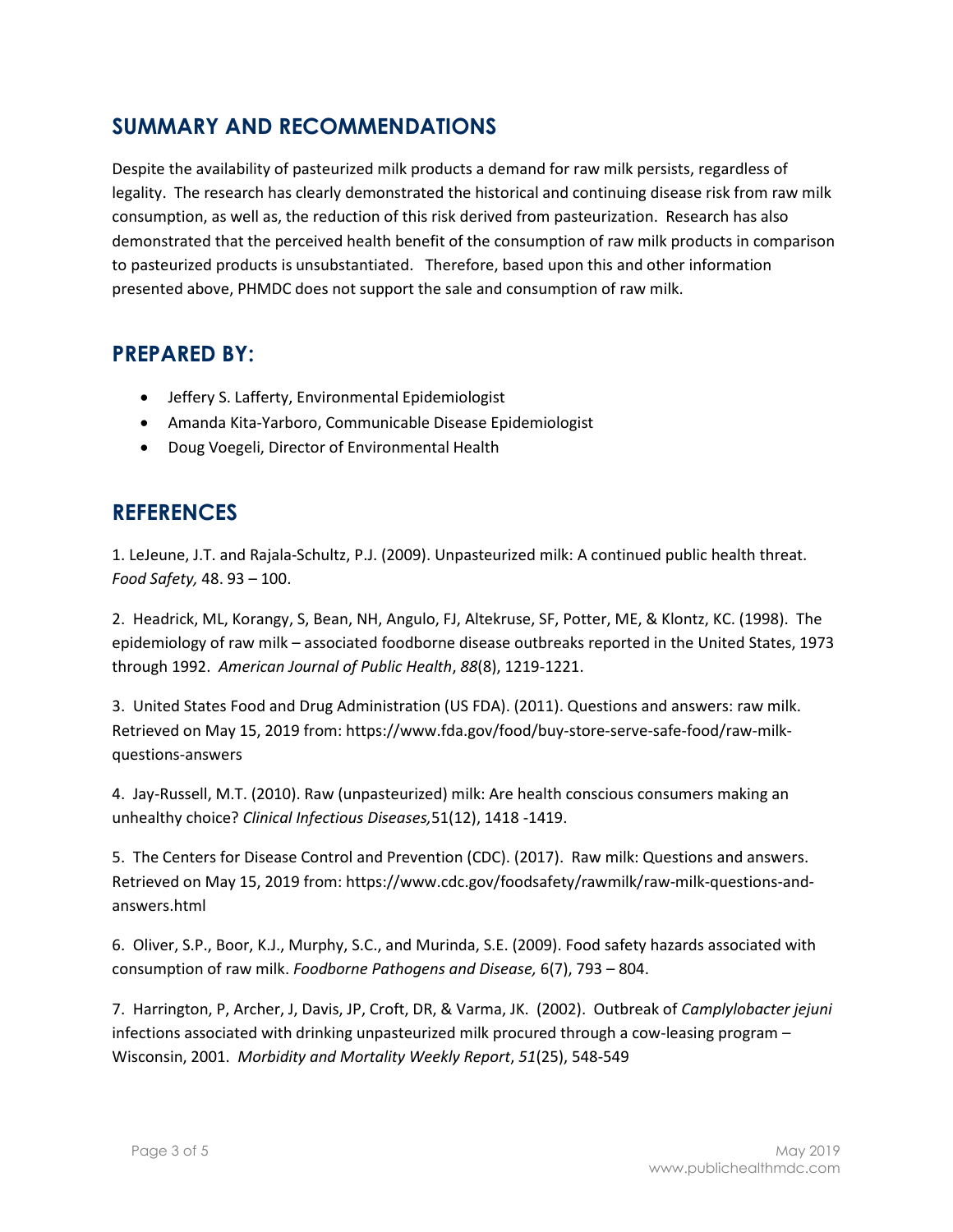## SUMMARY AND RECOMMENDATIONS

Despite the availability of pasteurized milk products a demand for raw milk persists, regardless of legality. The research has clearly demonstrated the historical and continuing disease risk from raw milk consumption, as well as, the reduction of this risk derived from pasteurization. Research has also demonstrated that the perceived health benefit of the consumption of raw milk products in comparison to pasteurized products is unsubstantiated. Therefore, based upon this and other information presented above, PHMDC does not support the sale and consumption of raw milk.

## PREPARED BY:

- Jeffery S. Lafferty, Environmental Epidemiologist
- Amanda Kita-Yarboro, Communicable Disease Epidemiologist
- Doug Voegeli, Director of Environmental Health

## REFERENCES

1. LeJeune, J.T. and Rajala-Schultz, P.J. (2009). Unpasteurized milk: A continued public health threat. *Food Safety,* 48. 93 – 100.

2. Headrick, ML, Korangy, S, Bean, NH, Angulo, FJ, Altekruse, SF, Potter, ME, & Klontz, KC. (1998). The epidemiology of raw milk – associated foodborne disease outbreaks reported in the United States, 1973 through 1992. *American Journal of Public Health*, *88*(8), 1219-1221.

3. United States Food and Drug Administration (US FDA). (2011). Questions and answers: raw milk. Retrieved on May 15, 2019 from: https://www.fda.gov/food/buy-store-serve-safe-food/raw-milk-questions-answers

4. Jay-Russell, M.T. (2010). Raw (unpasteurized) milk: Are health conscious consumers making an unhealthy choice? *Clinical Infectious Diseases,*51(12), 1418 -1419.

5. The Centers for Disease Control and Prevention (CDC). (2017). Raw milk: Questions and answers. Retrieved on May 15, 2019 from: https://www.cdc.gov/foodsafety/rawmilk/raw-milk-questions-and-answers.html

6. Oliver, S.P., Boor, K.J., Murphy, S.C., and Murinda, S.E. (2009). Food safety hazards associated with consumption of raw milk. *Foodborne Pathogens and Disease,* 6(7), 793 – 804.

7. Harrington, P, Archer, J, Davis, JP, Croft, DR, & Varma, JK. (2002). Outbreak of *Camplylobacter jejuni* infections associated with drinking unpasteurized milk procured through a cow-leasing program – Wisconsin, 2001. *Morbidity and Mortality Weekly Report*, *51*(25), 548-549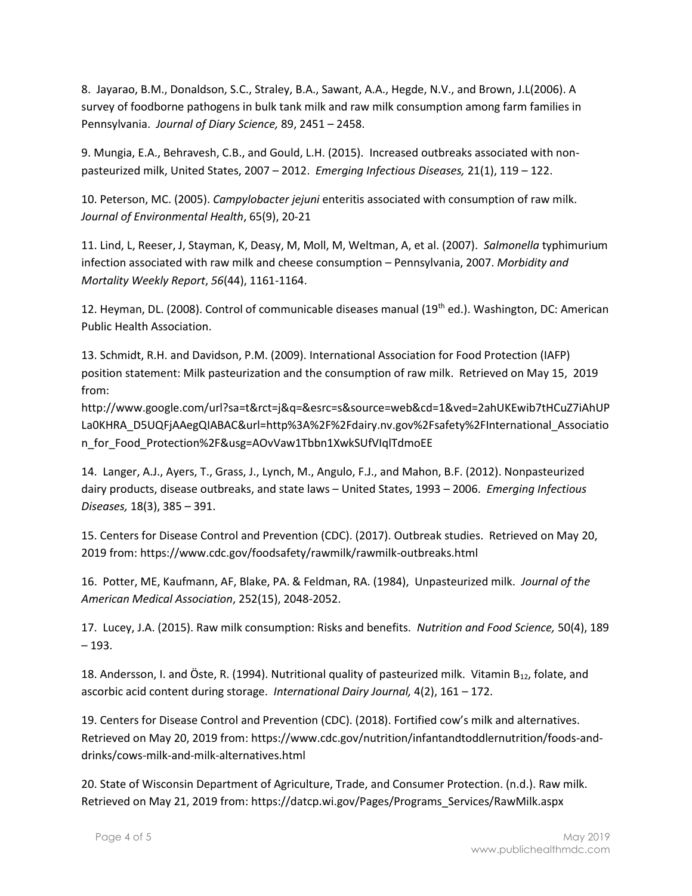8. Jayarao, B.M., Donaldson, S.C., Straley, B.A., Sawant, A.A., Hegde, N.V., and Brown, J.L(2006). A survey of foodborne pathogens in bulk tank milk and raw milk consumption among farm families in Pennsylvania. *Journal of Diary Science,* 89, 2451 – 2458.

9. Mungia, E.A., Behravesh, C.B., and Gould, L.H. (2015). Increased outbreaks associated with non-pasteurized milk, United States, 2007 – 2012. *Emerging Infectious Diseases,* 21(1), 119 – 122.

10. Peterson, MC. (2005). *Campylobacter jejuni* enteritis associated with consumption of raw milk. *Journal of Environmental Health*, 65(9), 20-21

11. Lind, L, Reeser, J, Stayman, K, Deasy, M, Moll, M, Weltman, A, et al. (2007). *Salmonella* typhimurium infection associated with raw milk and cheese consumption – Pennsylvania, 2007. *Morbidity and Mortality Weekly Report*, *56*(44), 1161-1164.

12. Heyman, DL. (2008). Control of communicable diseases manual (19th ed.). Washington, DC: American Public Health Association.

13. Schmidt, R.H. and Davidson, P.M. (2009). International Association for Food Protection (IAFP) position statement: Milk pasteurization and the consumption of raw milk. Retrieved on May 15, 2019 from: http://www.google.com/url?sa=t&rct=j&q=&esrc=s&source=web&cd=1&ved=2ahUKEwib7tHCuZ7iAhUPLa0KHRA_D5UQFjAAegQIABAC&url=http%3A%2F%2Fdairy.nv.gov%2Fsafety%2FInternational_Association_for_Food_Protection%2F&usg=AOvVaw1Tbbn1XwkSUfVIqlTdmoEE

14. Langer, A.J., Ayers, T., Grass, J., Lynch, M., Angulo, F.J., and Mahon, B.F. (2012). Nonpasteurized dairy products, disease outbreaks, and state laws – United States, 1993 – 2006. *Emerging Infectious Diseases,* 18(3), 385 – 391.

15. Centers for Disease Control and Prevention (CDC). (2017). Outbreak studies. Retrieved on May 20, 2019 from: https://www.cdc.gov/foodsafety/rawmilk/rawmilk-outbreaks.html

16. Potter, ME, Kaufmann, AF, Blake, PA. & Feldman, RA. (1984), Unpasteurized milk. *Journal of the American Medical Association*, 252(15), 2048-2052.

17. Lucey, J.A. (2015). Raw milk consumption: Risks and benefits. *Nutrition and Food Science,* 50(4), 189 – 193.

18. Andersson, I. and Öste, R. (1994). Nutritional quality of pasteurized milk. Vitamin $B_{12}$, folate, and ascorbic acid content during storage. *International Dairy Journal,* 4(2), 161 – 172.

19. Centers for Disease Control and Prevention (CDC). (2018). Fortified cow's milk and alternatives. Retrieved on May 20, 2019 from: https://www.cdc.gov/nutrition/infantandtoddlernutrition/foods-and-drinks/cows-milk-and-milk-alternatives.html

20. State of Wisconsin Department of Agriculture, Trade, and Consumer Protection. (n.d.). Raw milk. Retrieved on May 21, 2019 from: https://datcp.wi.gov/Pages/Programs_Services/RawMilk.aspx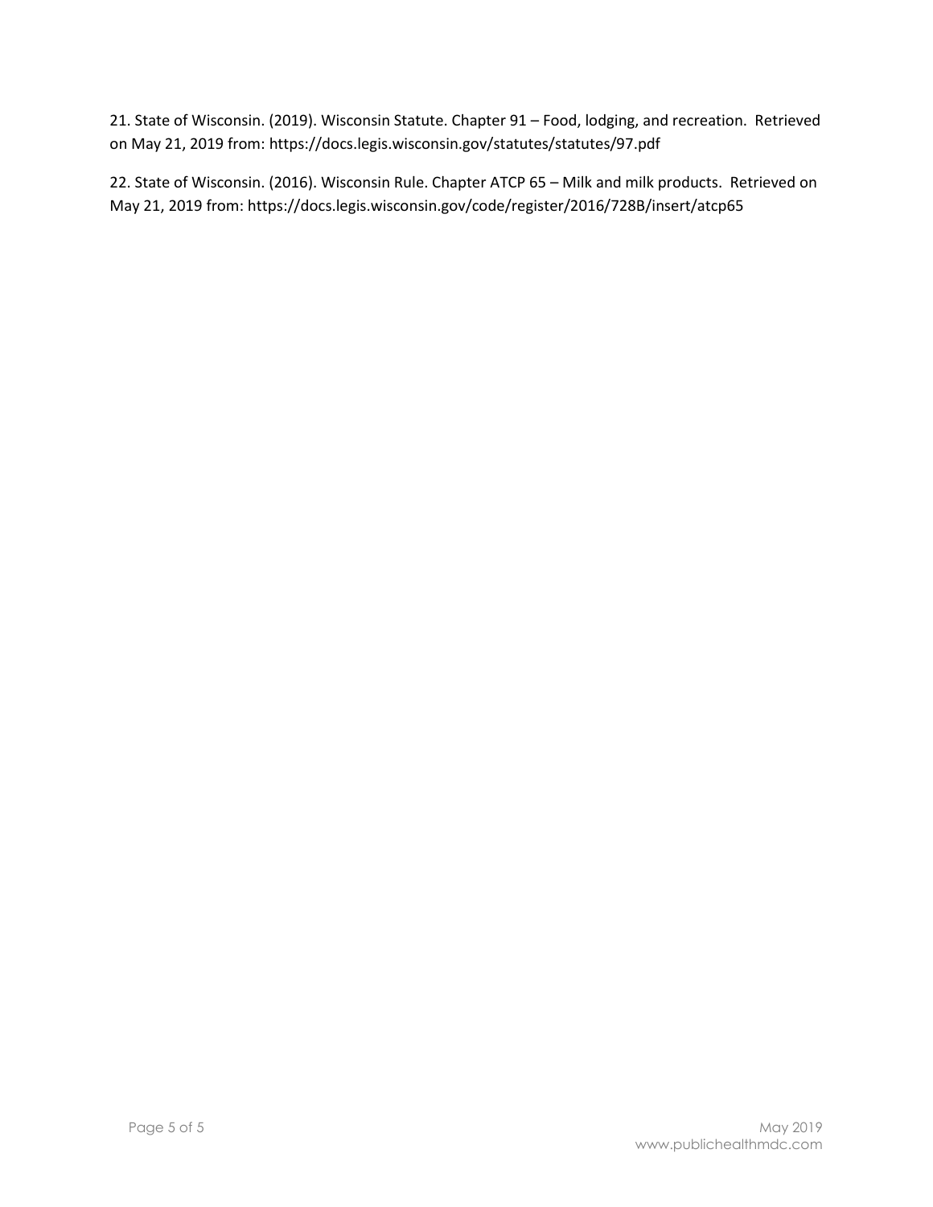21. State of Wisconsin. (2019). Wisconsin Statute. Chapter 91 – Food, lodging, and recreation. Retrieved on May 21, 2019 from: https://docs.legis.wisconsin.gov/statutes/statutes/97.pdf

22. State of Wisconsin. (2016). Wisconsin Rule. Chapter ATCP 65 – Milk and milk products. Retrieved on May 21, 2019 from: https://docs.legis.wisconsin.gov/code/register/2016/728B/insert/atcp65